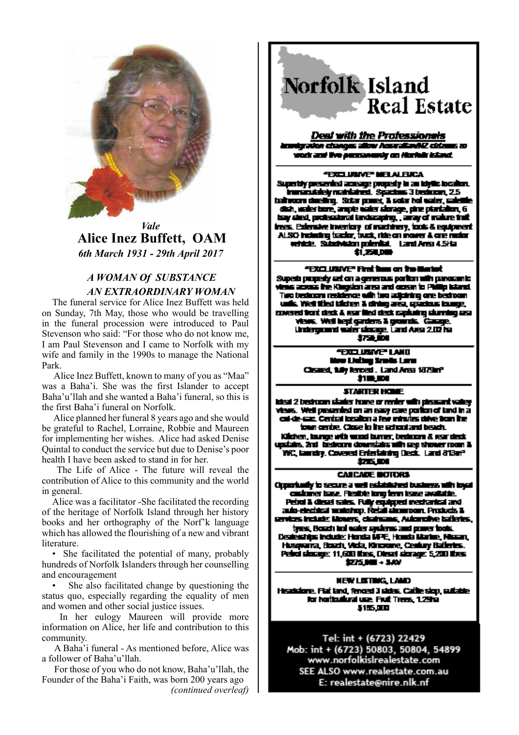*Vale*

# Alice Inez Buffett, OAM

*6th March 1931 - 29th April 2017*

***A WOMAN Of SUBSTANCE***
***AN EXTRAORDINARY WOMAN***

The funeral service for Alice Inez Buffett was held on Sunday, 7th May, those who would be travelling in the funeral procession were introduced to Paul Stevenson who said: "For those who do not know me, I am Paul Stevenson and I came to Norfolk with my wife and family in the 1990s to manage the National Park.

Alice Inez Buffett, known to many of you as "Maa" was a Baha'i. She was the first Islander to accept Baha'u'llah and she wanted a Baha'i funeral, so this is the first Baha'i funeral on Norfolk.

Alice planned her funeral 8 years ago and she would be grateful to Rachel, Lorraine, Robbie and Maureen for implementing her wishes. Alice had asked Denise Quintal to conduct the service but due to Denise's poor health I have been asked to stand in for her.

The Life of Alice - The future will reveal the contribution of Alice to this community and the world in general.

Alice was a facilitator -She facilitated the recording of the heritage of Norfolk Island through her history books and her orthography of the Norf'k language which has allowed the flourishing of a new and vibrant literature.

- She facilitated the potential of many, probably hundreds of Norfolk Islanders through her counselling and encouragement
- She also facilitated change by questioning the status quo, especially regarding the equality of men and women and other social justice issues.

In her eulogy Maureen will provide more information on Alice, her life and contribution to this community.

A Baha'i funeral - As mentioned before, Alice was a follower of Baha'u'llah.

For those of you who do not know, Baha'u'llah, the Founder of the Baha'i Faith, was born 200 years ago

*(continued overleaf)*

---

# Norfolk Island Real Estate

***Deal with the Professionals***

**Immigration changes allow Australian/NZ citizens to work and live permanently on Norfolk Island.**

**"EXCLUSIVE" MELALEUCA**
Superbly presented acreage property in an idyllic location. Immaculately maintained. Spacious 3 bedroom, 2.5 bathroom dwelling. Solar power, & solar hot water, satellite dish, water bore, ample water storage, pine plantation, 6 bay shed, professional landscaping, , array of mature fruit trees. Extensive inventory of machinery, tools & equipment ALSO including tractor, truck, ride on mower & one motor vehicle. Subdivision potential. Land Area 4.5Ha
**$1,250,000**

**"EXCLUSIVE" First time on the Market**
Superb property set on a generous portion with panoramic views across the Kingston area and ocean to Phillip Island. Two bedroom residence with two adjoining one bedroom units. Well tiled kitchen & dining area, spacious lounge, covered front deck & rear tiled deck capturing stunning sea views. Well kept gardens & grounds. Garage. Underground water storage. Land Area 2.02 ha
**$750,000**

**"EXCLUSIVE" LAND**
**New Listing Smelie Lane**
Cleared, fully fenced . Land Area 1879m²
**$100,000**

**STARTER HOME**
Ideal 2 bedroom starter home or renter with pleasant valley views. Well presented on an easy care portion of land in a cul-de-sac. Central location a few minutes drive from the town centre. Close to the school and beach. Kitchen, lounge with wood burner, bedroom & rear deck upstairs. 2nd bedroom downstairs with sep shower room & WC, laundry. Covered Entertaining Deck. Land 813m²
**$295,000**

**CASCADE MOTORS**
Opportunity to secure a well established business with loyal customer base. Flexible long term lease available. Petrol & diesel sales. Fully equipped mechanical and auto-electrical workshop. Retail showroom. Products & services include: Mowers, chainsaws, Automotive batteries, tyres, Bosch hot water systems and power tools. Dealerships include: Honda MPE, Honda Marine, Nissan, Husqvarna, Bosch, Vista, Kincrome, Century Batteries. Petrol storage: 11,600 litres, Diesel storage: 5,200 litres
**$275,000 + SAV**

**NEW LISTING, LAND**
Headstone. Flat land, fenced 3 sides. Cattle stop, suitable for horticultural use. Fruit Trees, 1.29ha
**$185,000**

Tel: int + (6723) 22429
Mob: int + (6723) 50803, 50804, 54899
www.norfolkislrealestate.com
SEE ALSO www.realestate.com.au
E: realestate@nire.nlk.nf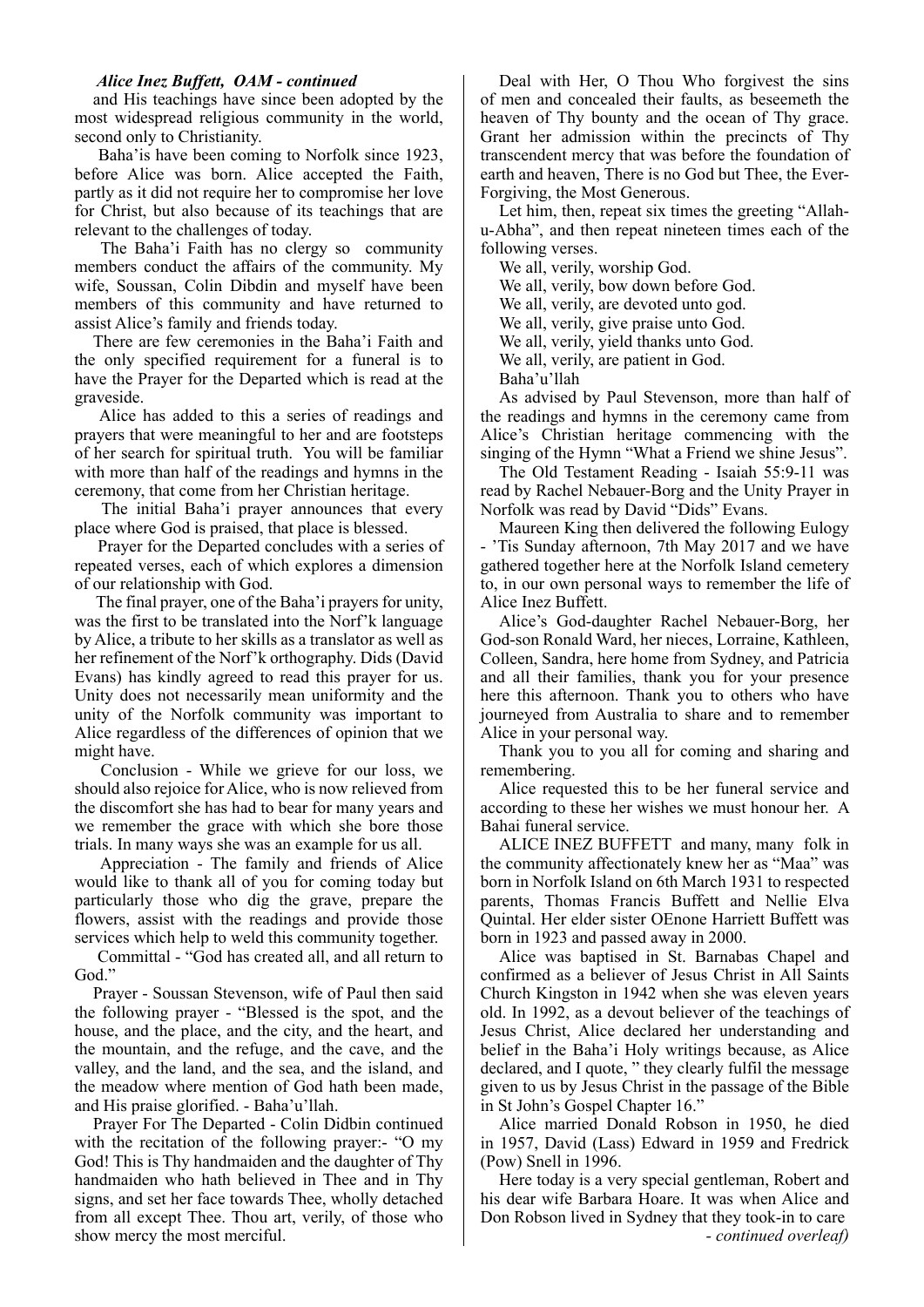***Alice Inez Buffett, OAM - continued***

and His teachings have since been adopted by the most widespread religious community in the world, second only to Christianity.

Baha'is have been coming to Norfolk since 1923, before Alice was born. Alice accepted the Faith, partly as it did not require her to compromise her love for Christ, but also because of its teachings that are relevant to the challenges of today.

The Baha'i Faith has no clergy so community members conduct the affairs of the community. My wife, Soussan, Colin Dibdin and myself have been members of this community and have returned to assist Alice's family and friends today.

There are few ceremonies in the Baha'i Faith and the only specified requirement for a funeral is to have the Prayer for the Departed which is read at the graveside.

Alice has added to this a series of readings and prayers that were meaningful to her and are footsteps of her search for spiritual truth. You will be familiar with more than half of the readings and hymns in the ceremony, that come from her Christian heritage.

The initial Baha'i prayer announces that every place where God is praised, that place is blessed.

Prayer for the Departed concludes with a series of repeated verses, each of which explores a dimension of our relationship with God.

The final prayer, one of the Baha'i prayers for unity, was the first to be translated into the Norf'k language by Alice, a tribute to her skills as a translator as well as her refinement of the Norf'k orthography. Dids (David Evans) has kindly agreed to read this prayer for us. Unity does not necessarily mean uniformity and the unity of the Norfolk community was important to Alice regardless of the differences of opinion that we might have.

Conclusion - While we grieve for our loss, we should also rejoice for Alice, who is now relieved from the discomfort she has had to bear for many years and we remember the grace with which she bore those trials. In many ways she was an example for us all.

Appreciation - The family and friends of Alice would like to thank all of you for coming today but particularly those who dig the grave, prepare the flowers, assist with the readings and provide those services which help to weld this community together.

Committal - "God has created all, and all return to God."

Prayer - Soussan Stevenson, wife of Paul then said the following prayer - "Blessed is the spot, and the house, and the place, and the city, and the heart, and the mountain, and the refuge, and the cave, and the valley, and the land, and the sea, and the island, and the meadow where mention of God hath been made, and His praise glorified. - Baha'u'llah.

Prayer For The Departed - Colin Didbin continued with the recitation of the following prayer:- "O my God! This is Thy handmaiden and the daughter of Thy handmaiden who hath believed in Thee and in Thy signs, and set her face towards Thee, wholly detached from all except Thee. Thou art, verily, of those who show mercy the most merciful.

Deal with Her, O Thou Who forgivest the sins of men and concealed their faults, as beseemeth the heaven of Thy bounty and the ocean of Thy grace. Grant her admission within the precincts of Thy transcendent mercy that was before the foundation of earth and heaven, There is no God but Thee, the Ever-Forgiving, the Most Generous.

Let him, then, repeat six times the greeting "Allah-u-Abha", and then repeat nineteen times each of the following verses.

We all, verily, worship God.
We all, verily, bow down before God.
We all, verily, are devoted unto god.
We all, verily, give praise unto God.
We all, verily, yield thanks unto God.
We all, verily, are patient in God.
Baha'u'llah

As advised by Paul Stevenson, more than half of the readings and hymns in the ceremony came from Alice's Christian heritage commencing with the singing of the Hymn "What a Friend we shine Jesus".

The Old Testament Reading - Isaiah 55:9-11 was read by Rachel Nebauer-Borg and the Unity Prayer in Norfolk was read by David "Dids" Evans.

Maureen King then delivered the following Eulogy - 'Tis Sunday afternoon, 7th May 2017 and we have gathered together here at the Norfolk Island cemetery to, in our own personal ways to remember the life of Alice Inez Buffett.

Alice's God-daughter Rachel Nebauer-Borg, her God-son Ronald Ward, her nieces, Lorraine, Kathleen, Colleen, Sandra, here home from Sydney, and Patricia and all their families, thank you for your presence here this afternoon. Thank you to others who have journeyed from Australia to share and to remember Alice in your personal way.

Thank you to you all for coming and sharing and remembering.

Alice requested this to be her funeral service and according to these her wishes we must honour her. A Bahai funeral service.

ALICE INEZ BUFFETT and many, many folk in the community affectionately knew her as "Maa" was born in Norfolk Island on 6th March 1931 to respected parents, Thomas Francis Buffett and Nellie Elva Quintal. Her elder sister OEnone Harriett Buffett was born in 1923 and passed away in 2000.

Alice was baptised in St. Barnabas Chapel and confirmed as a believer of Jesus Christ in All Saints Church Kingston in 1942 when she was eleven years old. In 1992, as a devout believer of the teachings of Jesus Christ, Alice declared her understanding and belief in the Baha'i Holy writings because, as Alice declared, and I quote, " they clearly fulfil the message given to us by Jesus Christ in the passage of the Bible in St John's Gospel Chapter 16."

Alice married Donald Robson in 1950, he died in 1957, David (Lass) Edward in 1959 and Fredrick (Pow) Snell in 1996.

Here today is a very special gentleman, Robert and his dear wife Barbara Hoare. It was when Alice and Don Robson lived in Sydney that they took-in to care

*- continued overleaf)*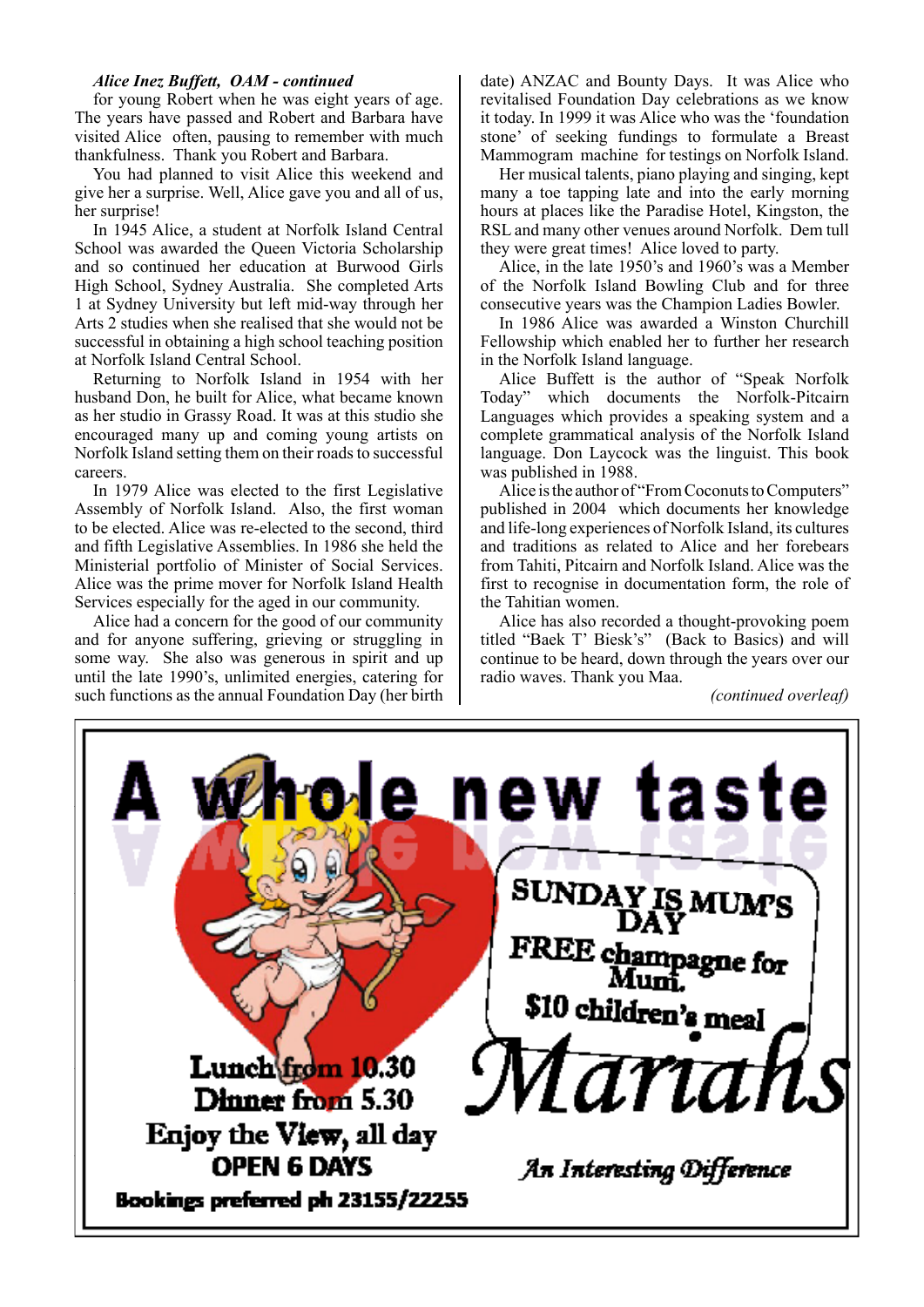***Alice Inez Buffett, OAM - continued***

for young Robert when he was eight years of age. The years have passed and Robert and Barbara have visited Alice often, pausing to remember with much thankfulness. Thank you Robert and Barbara.

You had planned to visit Alice this weekend and give her a surprise. Well, Alice gave you and all of us, her surprise!

In 1945 Alice, a student at Norfolk Island Central School was awarded the Queen Victoria Scholarship and so continued her education at Burwood Girls High School, Sydney Australia. She completed Arts 1 at Sydney University but left mid-way through her Arts 2 studies when she realised that she would not be successful in obtaining a high school teaching position at Norfolk Island Central School.

Returning to Norfolk Island in 1954 with her husband Don, he built for Alice, what became known as her studio in Grassy Road. It was at this studio she encouraged many up and coming young artists on Norfolk Island setting them on their roads to successful careers.

In 1979 Alice was elected to the first Legislative Assembly of Norfolk Island. Also, the first woman to be elected. Alice was re-elected to the second, third and fifth Legislative Assemblies. In 1986 she held the Ministerial portfolio of Minister of Social Services. Alice was the prime mover for Norfolk Island Health Services especially for the aged in our community.

Alice had a concern for the good of our community and for anyone suffering, grieving or struggling in some way. She also was generous in spirit and up until the late 1990's, unlimited energies, catering for such functions as the annual Foundation Day (her birth date) ANZAC and Bounty Days. It was Alice who revitalised Foundation Day celebrations as we know it today. In 1999 it was Alice who was the 'foundation stone' of seeking fundings to formulate a Breast Mammogram machine for testings on Norfolk Island.

Her musical talents, piano playing and singing, kept many a toe tapping late and into the early morning hours at places like the Paradise Hotel, Kingston, the RSL and many other venues around Norfolk. Dem tull they were great times! Alice loved to party.

Alice, in the late 1950's and 1960's was a Member of the Norfolk Island Bowling Club and for three consecutive years was the Champion Ladies Bowler.

In 1986 Alice was awarded a Winston Churchill Fellowship which enabled her to further her research in the Norfolk Island language.

Alice Buffett is the author of "Speak Norfolk Today" which documents the Norfolk-Pitcairn Languages which provides a speaking system and a complete grammatical analysis of the Norfolk Island language. Don Laycock was the linguist. This book was published in 1988.

Alice is the author of "From Coconuts to Computers" published in 2004 which documents her knowledge and life-long experiences of Norfolk Island, its cultures and traditions as related to Alice and her forebears from Tahiti, Pitcairn and Norfolk Island. Alice was the first to recognise in documentation form, the role of the Tahitian women.

Alice has also recorded a thought-provoking poem titled "Baek T' Biesk's" (Back to Basics) and will continue to be heard, down through the years over our radio waves. Thank you Maa.

*(continued overleaf)*

---

# A whole new taste

**SUNDAY IS MUM'S DAY**

**FREE champagne for Mum.**

**$10 children's meal**

# Mariahs

*An Interesting Difference*

**Lunch from 10.30**
**Dinner from 5.30**
**Enjoy the View, all day**
**OPEN 6 DAYS**
**Bookings preferred ph 23155/22255**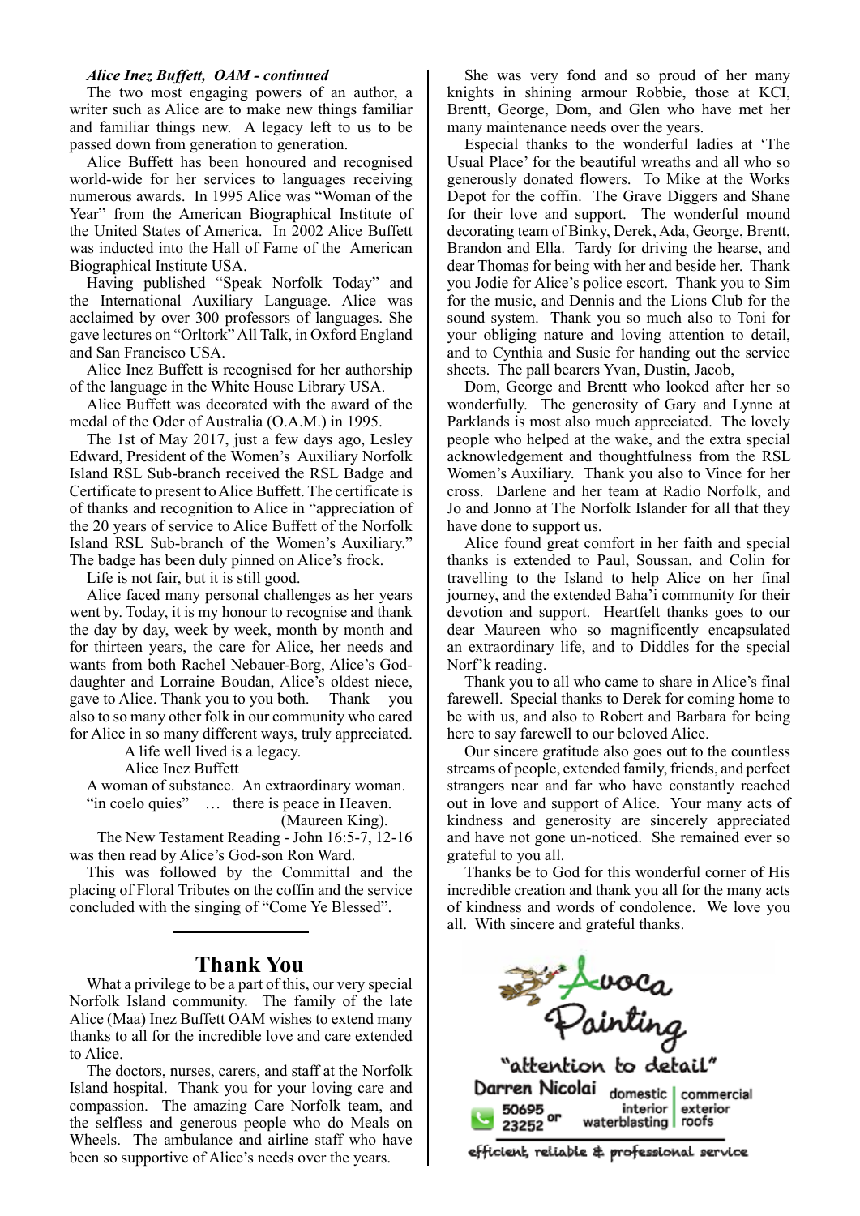***Alice Inez Buffett, OAM - continued***

The two most engaging powers of an author, a writer such as Alice are to make new things familiar and familiar things new. A legacy left to us to be passed down from generation to generation.

Alice Buffett has been honoured and recognised world-wide for her services to languages receiving numerous awards. In 1995 Alice was "Woman of the Year" from the American Biographical Institute of the United States of America. In 2002 Alice Buffett was inducted into the Hall of Fame of the American Biographical Institute USA.

Having published "Speak Norfolk Today" and the International Auxiliary Language. Alice was acclaimed by over 300 professors of languages. She gave lectures on "Orltork" All Talk, in Oxford England and San Francisco USA.

Alice Inez Buffett is recognised for her authorship of the language in the White House Library USA.

Alice Buffett was decorated with the award of the medal of the Oder of Australia (O.A.M.) in 1995.

The 1st of May 2017, just a few days ago, Lesley Edward, President of the Women's Auxiliary Norfolk Island RSL Sub-branch received the RSL Badge and Certificate to present to Alice Buffett. The certificate is of thanks and recognition to Alice in "appreciation of the 20 years of service to Alice Buffett of the Norfolk Island RSL Sub-branch of the Women's Auxiliary." The badge has been duly pinned on Alice's frock.

Life is not fair, but it is still good.

Alice faced many personal challenges as her years went by. Today, it is my honour to recognise and thank the day by day, week by week, month by month and for thirteen years, the care for Alice, her needs and wants from both Rachel Nebauer-Borg, Alice's God-daughter and Lorraine Boudan, Alice's oldest niece, gave to Alice. Thank you to you both. Thank you also to so many other folk in our community who cared for Alice in so many different ways, truly appreciated.

A life well lived is a legacy.
Alice Inez Buffett
A woman of substance. An extraordinary woman.
"in coelo quies" … there is peace in Heaven.
(Maureen King).

The New Testament Reading - John 16:5-7, 12-16 was then read by Alice's God-son Ron Ward.

This was followed by the Committal and the placing of Floral Tributes on the coffin and the service concluded with the singing of "Come Ye Blessed".

## Thank You

What a privilege to be a part of this, our very special Norfolk Island community. The family of the late Alice (Maa) Inez Buffett OAM wishes to extend many thanks to all for the incredible love and care extended to Alice.

The doctors, nurses, carers, and staff at the Norfolk Island hospital. Thank you for your loving care and compassion. The amazing Care Norfolk team, and the selfless and generous people who do Meals on Wheels. The ambulance and airline staff who have been so supportive of Alice's needs over the years.

She was very fond and so proud of her many knights in shining armour Robbie, those at KCI, Brentt, George, Dom, and Glen who have met her many maintenance needs over the years.

Especial thanks to the wonderful ladies at 'The Usual Place' for the beautiful wreaths and all who so generously donated flowers. To Mike at the Works Depot for the coffin. The Grave Diggers and Shane for their love and support. The wonderful mound decorating team of Binky, Derek, Ada, George, Brentt, Brandon and Ella. Tardy for driving the hearse, and dear Thomas for being with her and beside her. Thank you Jodie for Alice's police escort. Thank you to Sim for the music, and Dennis and the Lions Club for the sound system. Thank you so much also to Toni for your obliging nature and loving attention to detail, and to Cynthia and Susie for handing out the service sheets. The pall bearers Yvan, Dustin, Jacob,

Dom, George and Brentt who looked after her so wonderfully. The generosity of Gary and Lynne at Parklands is most also much appreciated. The lovely people who helped at the wake, and the extra special acknowledgement and thoughtfulness from the RSL Women's Auxiliary. Thank you also to Vince for her cross. Darlene and her team at Radio Norfolk, and Jo and Jonno at The Norfolk Islander for all that they have done to support us.

Alice found great comfort in her faith and special thanks is extended to Paul, Soussan, and Colin for travelling to the Island to help Alice on her final journey, and the extended Baha'i community for their devotion and support. Heartfelt thanks goes to our dear Maureen who so magnificently encapsulated an extraordinary life, and to Diddles for the special Norf'k reading.

Thank you to all who came to share in Alice's final farewell. Special thanks to Derek for coming home to be with us, and also to Robert and Barbara for being here to say farewell to our beloved Alice.

Our sincere gratitude also goes out to the countless streams of people, extended family, friends, and perfect strangers near and far who have constantly reached out in love and support of Alice. Your many acts of kindness and generosity are sincerely appreciated and have not gone un-noticed. She remained ever so grateful to you all.

Thanks be to God for this wonderful corner of His incredible creation and thank you all for the many acts of kindness and words of condolence. We love you all. With sincere and grateful thanks.

**Avoca Painting**

"attention to detail"

Darren Nicolai

50695 or 23252

domestic | commercial
interior | exterior
waterblasting | roofs

efficient, reliable & professional service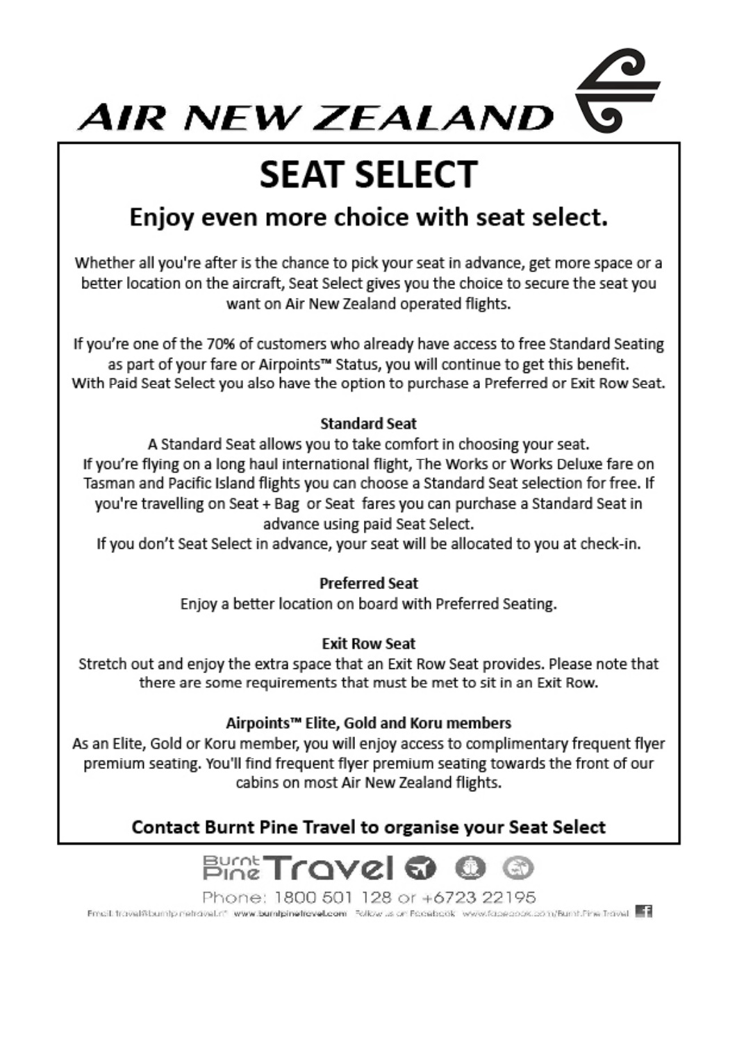# AIR NEW ZEALAND

## SEAT SELECT

### Enjoy even more choice with seat select.

Whether all you're after is the chance to pick your seat in advance, get more space or a better location on the aircraft, Seat Select gives you the choice to secure the seat you want on Air New Zealand operated flights.

If you're one of the 70% of customers who already have access to free Standard Seating as part of your fare or Airpoints™ Status, you will continue to get this benefit. With Paid Seat Select you also have the option to purchase a Preferred or Exit Row Seat.

**Standard Seat**

A Standard Seat allows you to take comfort in choosing your seat.
If you're flying on a long haul international flight, The Works or Works Deluxe fare on Tasman and Pacific Island flights you can choose a Standard Seat selection for free. If you're travelling on Seat + Bag or Seat fares you can purchase a Standard Seat in advance using paid Seat Select.
If you don't Seat Select in advance, your seat will be allocated to you at check-in.

**Preferred Seat**

Enjoy a better location on board with Preferred Seating.

**Exit Row Seat**

Stretch out and enjoy the extra space that an Exit Row Seat provides. Please note that there are some requirements that must be met to sit in an Exit Row.

**Airpoints™ Elite, Gold and Koru members**

As an Elite, Gold or Koru member, you will enjoy access to complimentary frequent flyer premium seating. You'll find frequent flyer premium seating towards the front of our cabins on most Air New Zealand flights.

**Contact Burnt Pine Travel to organise your Seat Select**

Burnt Pine Travel

Phone: 1800 501 128 or +6723 22195

Email: travel@burntpinetravel.nf www.burntpinetravel.com Follow us on Facebook www.facebook.com/Burnt.Pine.Travel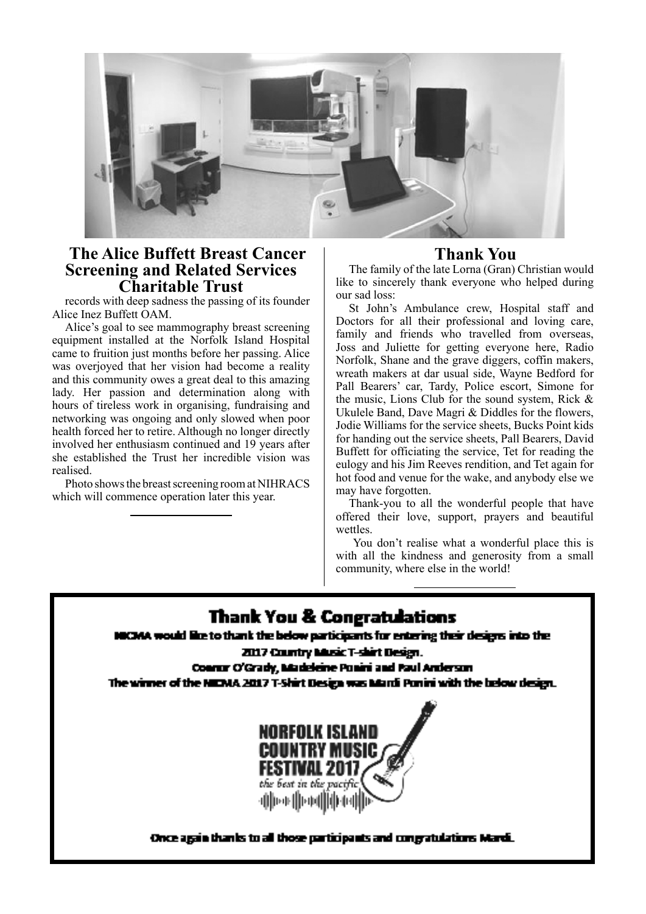## The Alice Buffett Breast Cancer Screening and Related Services Charitable Trust

records with deep sadness the passing of its founder Alice Inez Buffett OAM.

Alice's goal to see mammography breast screening equipment installed at the Norfolk Island Hospital came to fruition just months before her passing. Alice was overjoyed that her vision had become a reality and this community owes a great deal to this amazing lady. Her passion and determination along with hours of tireless work in organising, fundraising and networking was ongoing and only slowed when poor health forced her to retire. Although no longer directly involved her enthusiasm continued and 19 years after she established the Trust her incredible vision was realised.

Photo shows the breast screening room at NIHRACS which will commence operation later this year.

## Thank You

The family of the late Lorna (Gran) Christian would like to sincerely thank everyone who helped during our sad loss:

St John's Ambulance crew, Hospital staff and Doctors for all their professional and loving care, family and friends who travelled from overseas, Joss and Juliette for getting everyone here, Radio Norfolk, Shane and the grave diggers, coffin makers, wreath makers at dar usual side, Wayne Bedford for Pall Bearers' car, Tardy, Police escort, Simone for the music, Lions Club for the sound system, Rick & Ukulele Band, Dave Magri & Diddles for the flowers, Jodie Williams for the service sheets, Bucks Point kids for handing out the service sheets, Pall Bearers, David Buffett for officiating the service, Tet for reading the eulogy and his Jim Reeves rendition, and Tet again for hot food and venue for the wake, and anybody else we may have forgotten.

Thank-you to all the wonderful people that have offered their love, support, prayers and beautiful wettles.

You don't realise what a wonderful place this is with all the kindness and generosity from a small community, where else in the world!

## Thank You & Congratulations

NICMA would like to thank the below participants for entering their designs into the 2017 Country Music T-shirt Design.

Connor O'Grady, Madeleine Ponini and Paul Anderson

The winner of the NICMA 2017 T-Shirt Design was Mardi Ponini with the below design.

NORFOLK ISLAND COUNTRY MUSIC FESTIVAL 2017
*the best in the pacific*

Once again thanks to all those participants and congratulations Mardi.